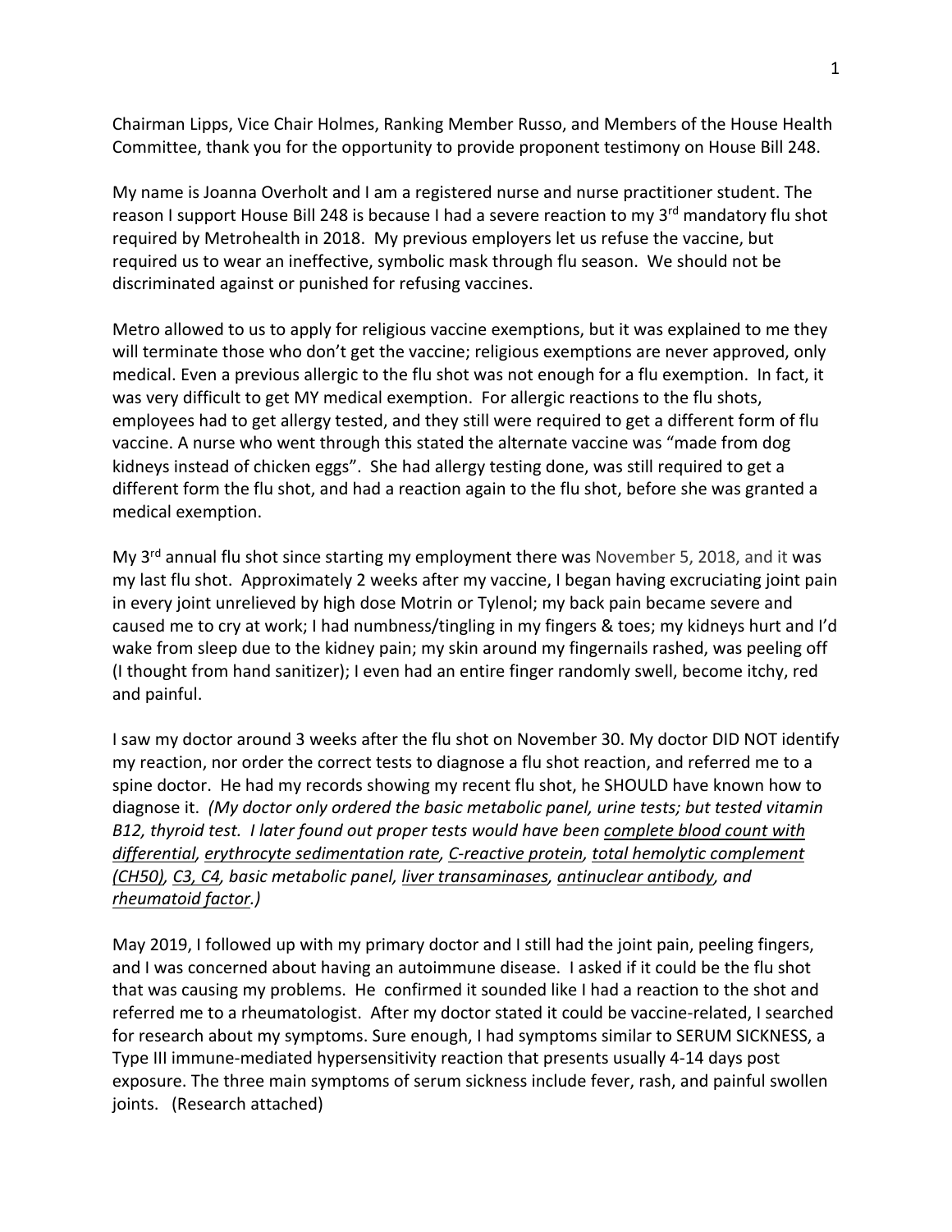Chairman Lipps, Vice Chair Holmes, Ranking Member Russo, and Members of the House Health Committee, thank you for the opportunity to provide proponent testimony on House Bill 248.

My name is Joanna Overholt and I am a registered nurse and nurse practitioner student. The reason I support House Bill 248 is because I had a severe reaction to my 3rd mandatory flu shot required by Metrohealth in 2018. My previous employers let us refuse the vaccine, but required us to wear an ineffective, symbolic mask through flu season. We should not be discriminated against or punished for refusing vaccines.

Metro allowed to us to apply for religious vaccine exemptions, but it was explained to me they will terminate those who don't get the vaccine; religious exemptions are never approved, only medical. Even a previous allergic to the flu shot was not enough for a flu exemption. In fact, it was very difficult to get MY medical exemption. For allergic reactions to the flu shots, employees had to get allergy tested, and they still were required to get a different form of flu vaccine. A nurse who went through this stated the alternate vaccine was "made from dog kidneys instead of chicken eggs". She had allergy testing done, was still required to get a different form the flu shot, and had a reaction again to the flu shot, before she was granted a medical exemption.

My 3rd annual flu shot since starting my employment there was November 5, 2018, and it was my last flu shot. Approximately 2 weeks after my vaccine, I began having excruciating joint pain in every joint unrelieved by high dose Motrin or Tylenol; my back pain became severe and caused me to cry at work; I had numbness/tingling in my fingers & toes; my kidneys hurt and I'd wake from sleep due to the kidney pain; my skin around my fingernails rashed, was peeling off (I thought from hand sanitizer); I even had an entire finger randomly swell, become itchy, red and painful.

I saw my doctor around 3 weeks after the flu shot on November 30. My doctor DID NOT identify my reaction, nor order the correct tests to diagnose a flu shot reaction, and referred me to a spine doctor. He had my records showing my recent flu shot, he SHOULD have known how to diagnose it. *(My doctor only ordered the basic metabolic panel, urine tests; but tested vitamin B12, thyroid test. I later found out proper tests would have been complete blood count with differential, erythrocyte sedimentation rate, C-reactive protein, total hemolytic complement (CH50), C3, C4, basic metabolic panel, liver transaminases, antinuclear antibody, and rheumatoid factor.)*

May 2019, I followed up with my primary doctor and I still had the joint pain, peeling fingers, and I was concerned about having an autoimmune disease. I asked if it could be the flu shot that was causing my problems. He confirmed it sounded like I had a reaction to the shot and referred me to a rheumatologist. After my doctor stated it could be vaccine-related, I searched for research about my symptoms. Sure enough, I had symptoms similar to SERUM SICKNESS, a Type III immune-mediated hypersensitivity reaction that presents usually 4-14 days post exposure. The three main symptoms of serum sickness include fever, rash, and painful swollen joints. (Research attached)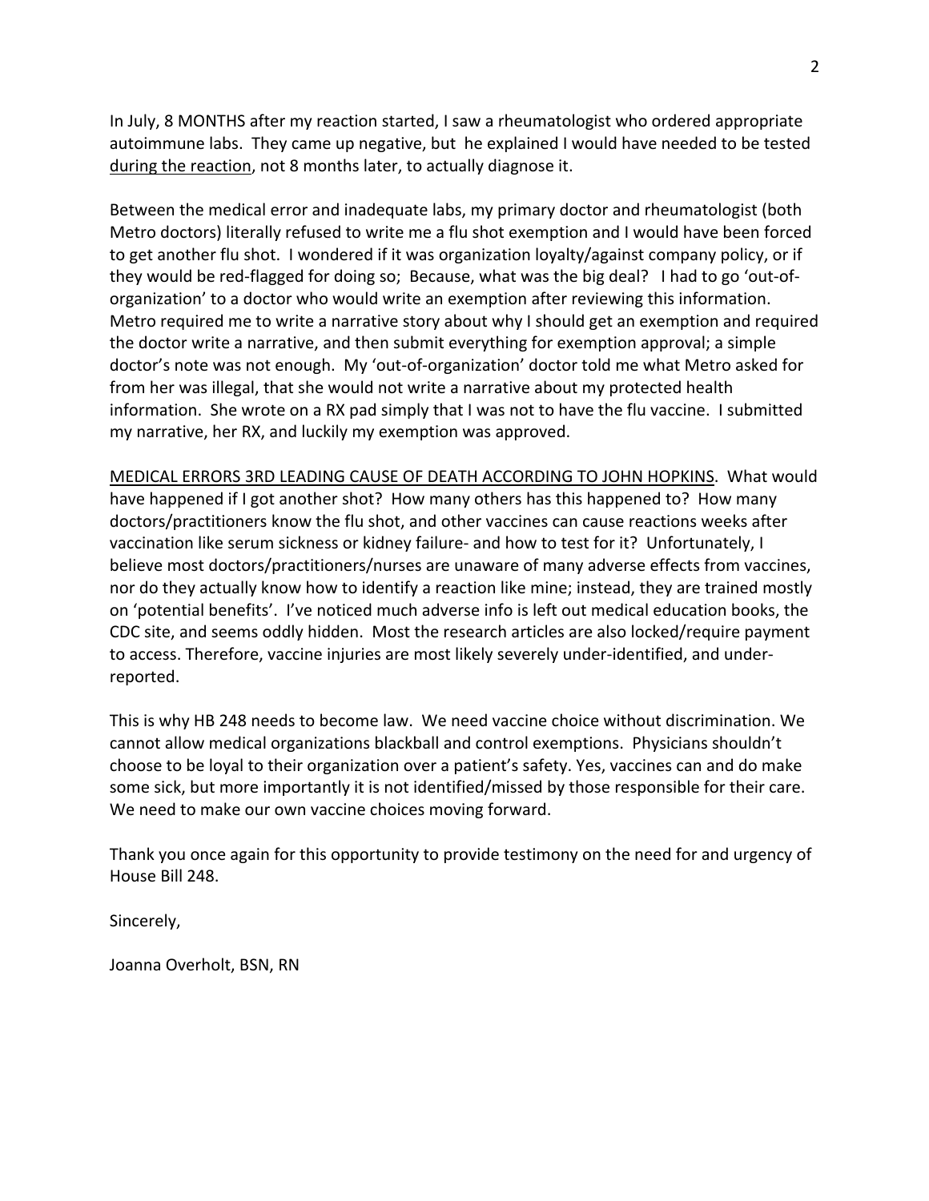In July, 8 MONTHS after my reaction started, I saw a rheumatologist who ordered appropriate autoimmune labs. They came up negative, but he explained I would have needed to be tested <u>during the reaction</u>, not 8 months later, to actually diagnose it.

Between the medical error and inadequate labs, my primary doctor and rheumatologist (both Metro doctors) literally refused to write me a flu shot exemption and I would have been forced to get another flu shot. I wondered if it was organization loyalty/against company policy, or if they would be red-flagged for doing so; Because, what was the big deal? I had to go 'out-of-organization' to a doctor who would write an exemption after reviewing this information. Metro required me to write a narrative story about why I should get an exemption and required the doctor write a narrative, and then submit everything for exemption approval; a simple doctor's note was not enough. My 'out-of-organization' doctor told me what Metro asked for from her was illegal, that she would not write a narrative about my protected health information. She wrote on a RX pad simply that I was not to have the flu vaccine. I submitted my narrative, her RX, and luckily my exemption was approved.

<u>MEDICAL ERRORS 3RD LEADING CAUSE OF DEATH ACCORDING TO JOHN HOPKINS</u>. What would have happened if I got another shot? How many others has this happened to? How many doctors/practitioners know the flu shot, and other vaccines can cause reactions weeks after vaccination like serum sickness or kidney failure- and how to test for it? Unfortunately, I believe most doctors/practitioners/nurses are unaware of many adverse effects from vaccines, nor do they actually know how to identify a reaction like mine; instead, they are trained mostly on 'potential benefits'. I've noticed much adverse info is left out medical education books, the CDC site, and seems oddly hidden. Most the research articles are also locked/require payment to access. Therefore, vaccine injuries are most likely severely under-identified, and under-reported.

This is why HB 248 needs to become law. We need vaccine choice without discrimination. We cannot allow medical organizations blackball and control exemptions. Physicians shouldn't choose to be loyal to their organization over a patient's safety. Yes, vaccines can and do make some sick, but more importantly it is not identified/missed by those responsible for their care. We need to make our own vaccine choices moving forward.

Thank you once again for this opportunity to provide testimony on the need for and urgency of House Bill 248.

Sincerely,

Joanna Overholt, BSN, RN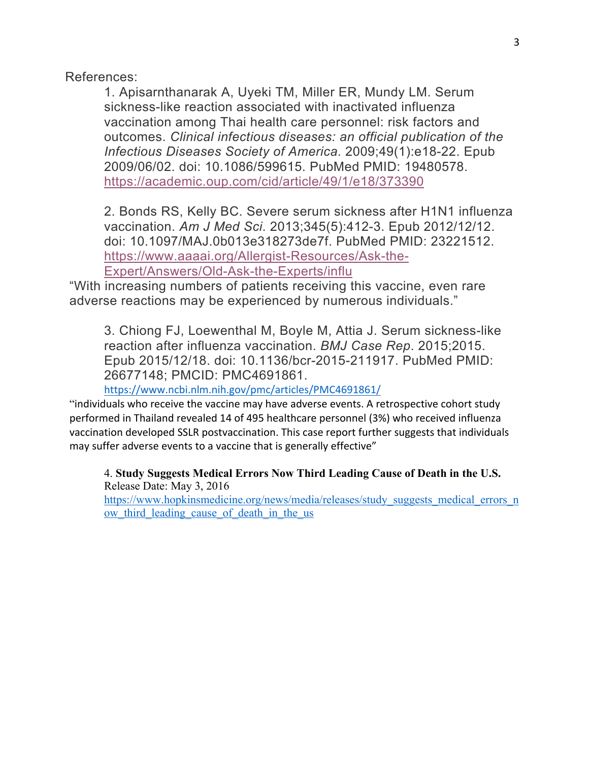References:

1. Apisarnthanarak A, Uyeki TM, Miller ER, Mundy LM. Serum sickness-like reaction associated with inactivated influenza vaccination among Thai health care personnel: risk factors and outcomes. *Clinical infectious diseases: an official publication of the Infectious Diseases Society of America*. 2009;49(1):e18-22. Epub 2009/06/02. doi: 10.1086/599615. PubMed PMID: 19480578. https://academic.oup.com/cid/article/49/1/e18/373390

2. Bonds RS, Kelly BC. Severe serum sickness after H1N1 influenza vaccination. *Am J Med Sci*. 2013;345(5):412-3. Epub 2012/12/12. doi: 10.1097/MAJ.0b013e318273de7f. PubMed PMID: 23221512. https://www.aaaai.org/Allergist-Resources/Ask-the-Expert/Answers/Old-Ask-the-Experts/influ

"With increasing numbers of patients receiving this vaccine, even rare adverse reactions may be experienced by numerous individuals."

3. Chiong FJ, Loewenthal M, Boyle M, Attia J. Serum sickness-like reaction after influenza vaccination. *BMJ Case Rep*. 2015;2015. Epub 2015/12/18. doi: 10.1136/bcr-2015-211917. PubMed PMID: 26677148; PMCID: PMC4691861. https://www.ncbi.nlm.nih.gov/pmc/articles/PMC4691861/

"individuals who receive the vaccine may have adverse events. A retrospective cohort study performed in Thailand revealed 14 of 495 healthcare personnel (3%) who received influenza vaccination developed SSLR postvaccination. This case report further suggests that individuals may suffer adverse events to a vaccine that is generally effective"

4. **Study Suggests Medical Errors Now Third Leading Cause of Death in the U.S.**
Release Date: May 3, 2016
https://www.hopkinsmedicine.org/news/media/releases/study_suggests_medical_errors_now_third_leading_cause_of_death_in_the_us